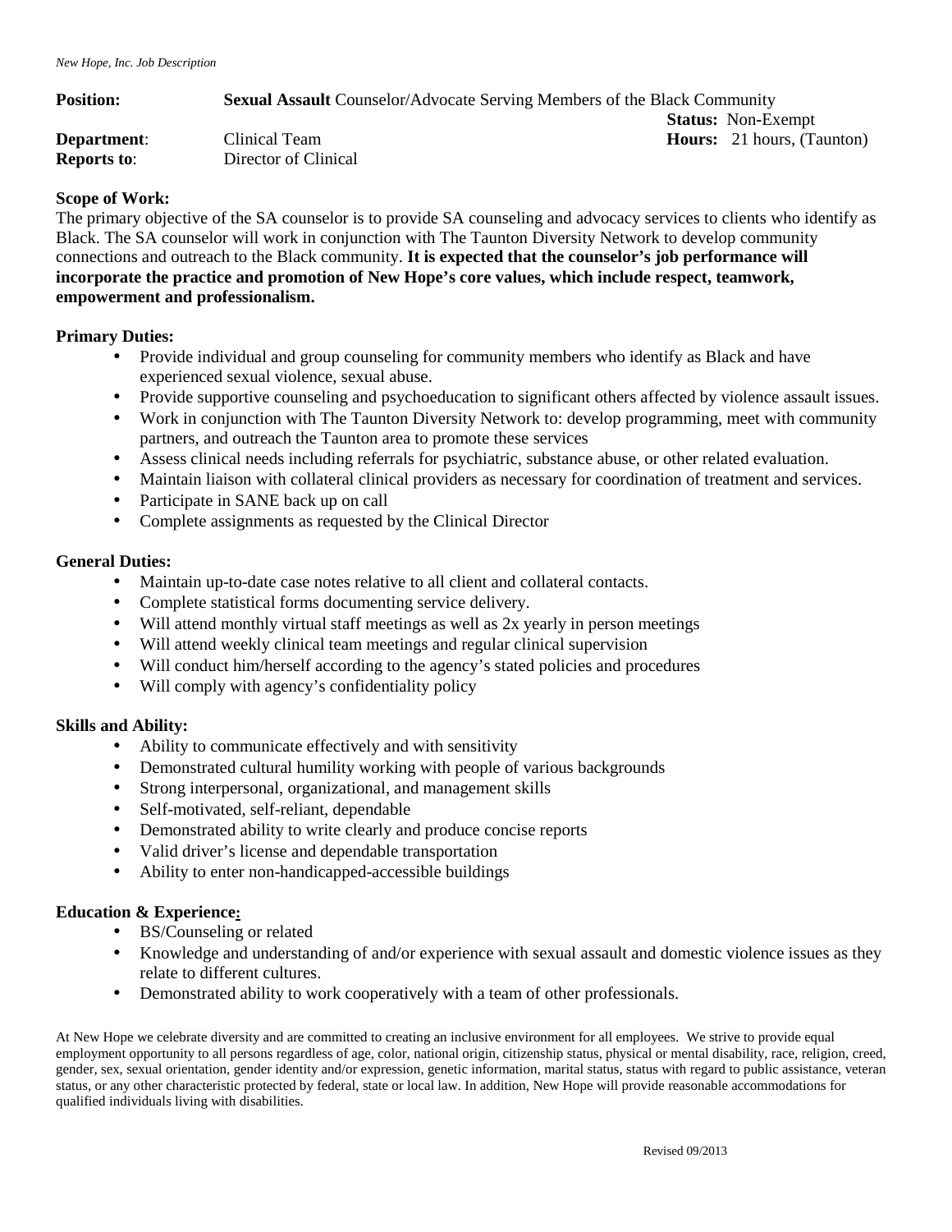*New Hope, Inc. Job Description*

**Position:** **Sexual Assault** Counselor/Advocate Serving Members of the Black Community

**Status:** Non-Exempt

**Department**: Clinical Team

**Hours:** 21 hours, (Taunton)

**Reports to**: Director of Clinical

**Scope of Work:**

The primary objective of the SA counselor is to provide SA counseling and advocacy services to clients who identify as Black. The SA counselor will work in conjunction with The Taunton Diversity Network to develop community connections and outreach to the Black community. **It is expected that the counselor's job performance will incorporate the practice and promotion of New Hope's core values, which include respect, teamwork, empowerment and professionalism.**

**Primary Duties:**

- Provide individual and group counseling for community members who identify as Black and have experienced sexual violence, sexual abuse.
- Provide supportive counseling and psychoeducation to significant others affected by violence assault issues.
- Work in conjunction with The Taunton Diversity Network to: develop programming, meet with community partners, and outreach the Taunton area to promote these services
- Assess clinical needs including referrals for psychiatric, substance abuse, or other related evaluation.
- Maintain liaison with collateral clinical providers as necessary for coordination of treatment and services.
- Participate in SANE back up on call
- Complete assignments as requested by the Clinical Director

**General Duties:**

- Maintain up-to-date case notes relative to all client and collateral contacts.
- Complete statistical forms documenting service delivery.
- Will attend monthly virtual staff meetings as well as 2x yearly in person meetings
- Will attend weekly clinical team meetings and regular clinical supervision
- Will conduct him/herself according to the agency's stated policies and procedures
- Will comply with agency's confidentiality policy

**Skills and Ability:**

- Ability to communicate effectively and with sensitivity
- Demonstrated cultural humility working with people of various backgrounds
- Strong interpersonal, organizational, and management skills
- Self-motivated, self-reliant, dependable
- Demonstrated ability to write clearly and produce concise reports
- Valid driver's license and dependable transportation
- Ability to enter non-handicapped-accessible buildings

**Education & Experience:**

- BS/Counseling or related
- Knowledge and understanding of and/or experience with sexual assault and domestic violence issues as they relate to different cultures.
- Demonstrated ability to work cooperatively with a team of other professionals.

At New Hope we celebrate diversity and are committed to creating an inclusive environment for all employees. We strive to provide equal employment opportunity to all persons regardless of age, color, national origin, citizenship status, physical or mental disability, race, religion, creed, gender, sex, sexual orientation, gender identity and/or expression, genetic information, marital status, status with regard to public assistance, veteran status, or any other characteristic protected by federal, state or local law. In addition, New Hope will provide reasonable accommodations for qualified individuals living with disabilities.

Revised 09/2013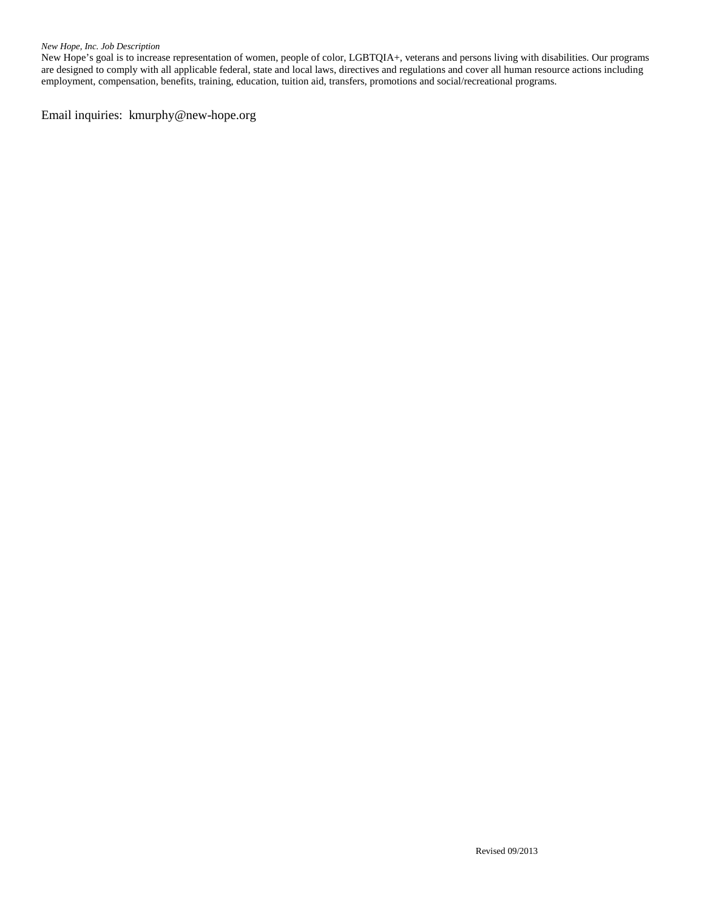*New Hope, Inc. Job Description*

New Hope's goal is to increase representation of women, people of color, LGBTQIA+, veterans and persons living with disabilities. Our programs are designed to comply with all applicable federal, state and local laws, directives and regulations and cover all human resource actions including employment, compensation, benefits, training, education, tuition aid, transfers, promotions and social/recreational programs.

Email inquiries: kmurphy@new-hope.org

Revised 09/2013